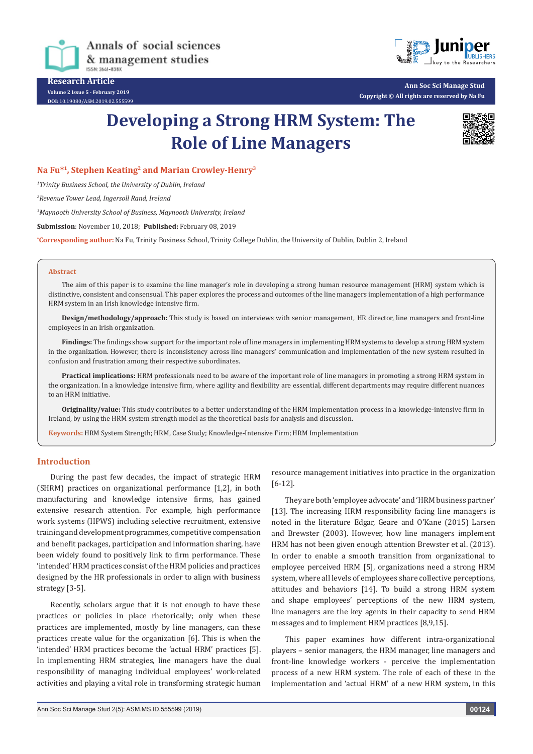Research Article

# Developing a Strong HRM System: The Role of Line Managers

**Na Fu*[1], Stephen Keating[2] and Marian Crowley-Henry[3]**

[1]*Trinity Business School, the University of Dublin, Ireland*

[2]*Revenue Tower Lead, Ingersoll Rand, Ireland*

[3]*Maynooth University School of Business, Maynooth University, Ireland*

**Submission**: November 10, 2018; **Published:** February 08, 2019

***Corresponding author:** Na Fu, Trinity Business School, Trinity College Dublin, the University of Dublin, Dublin 2, Ireland

## Abstract

The aim of this paper is to examine the line manager's role in developing a strong human resource management (HRM) system which is distinctive, consistent and consensual. This paper explores the process and outcomes of the line managers implementation of a high performance HRM system in an Irish knowledge intensive firm.

**Design/methodology/approach:** This study is based on interviews with senior management, HR director, line managers and front-line employees in an Irish organization.

**Findings:** The findings show support for the important role of line managers in implementing HRM systems to develop a strong HRM system in the organization. However, there is inconsistency across line managers' communication and implementation of the new system resulted in confusion and frustration among their respective subordinates.

**Practical implications:** HRM professionals need to be aware of the important role of line managers in promoting a strong HRM system in the organization. In a knowledge intensive firm, where agility and flexibility are essential, different departments may require different nuances to an HRM initiative.

**Originality/value:** This study contributes to a better understanding of the HRM implementation process in a knowledge-intensive firm in Ireland, by using the HRM system strength model as the theoretical basis for analysis and discussion.

**Keywords:** HRM System Strength; HRM, Case Study; Knowledge-Intensive Firm; HRM Implementation

## Introduction

During the past few decades, the impact of strategic HRM (SHRM) practices on organizational performance [1,2], in both manufacturing and knowledge intensive firms, has gained extensive research attention. For example, high performance work systems (HPWS) including selective recruitment, extensive training and development programmes, competitive compensation and benefit packages, participation and information sharing, have been widely found to positively link to firm performance. These 'intended' HRM practices consist of the HRM policies and practices designed by the HR professionals in order to align with business strategy [3-5].

Recently, scholars argue that it is not enough to have these practices or policies in place rhetorically; only when these practices are implemented, mostly by line managers, can these practices create value for the organization [6]. This is when the 'intended' HRM practices become the 'actual HRM' practices [5]. In implementing HRM strategies, line managers have the dual responsibility of managing individual employees' work-related activities and playing a vital role in transforming strategic human resource management initiatives into practice in the organization [6-12].

They are both 'employee advocate' and 'HRM business partner' [13]. The increasing HRM responsibility facing line managers is noted in the literature Edgar, Geare and O'Kane (2015) Larsen and Brewster (2003). However, how line managers implement HRM has not been given enough attention Brewster et al. (2013). In order to enable a smooth transition from organizational to employee perceived HRM [5], organizations need a strong HRM system, where all levels of employees share collective perceptions, attitudes and behaviors [14]. To build a strong HRM system and shape employees' perceptions of the new HRM system, line managers are the key agents in their capacity to send HRM messages and to implement HRM practices [8,9,15].

This paper examines how different intra-organizational players – senior managers, the HRM manager, line managers and front-line knowledge workers - perceive the implementation process of a new HRM system. The role of each of these in the implementation and 'actual HRM' of a new HRM system, in this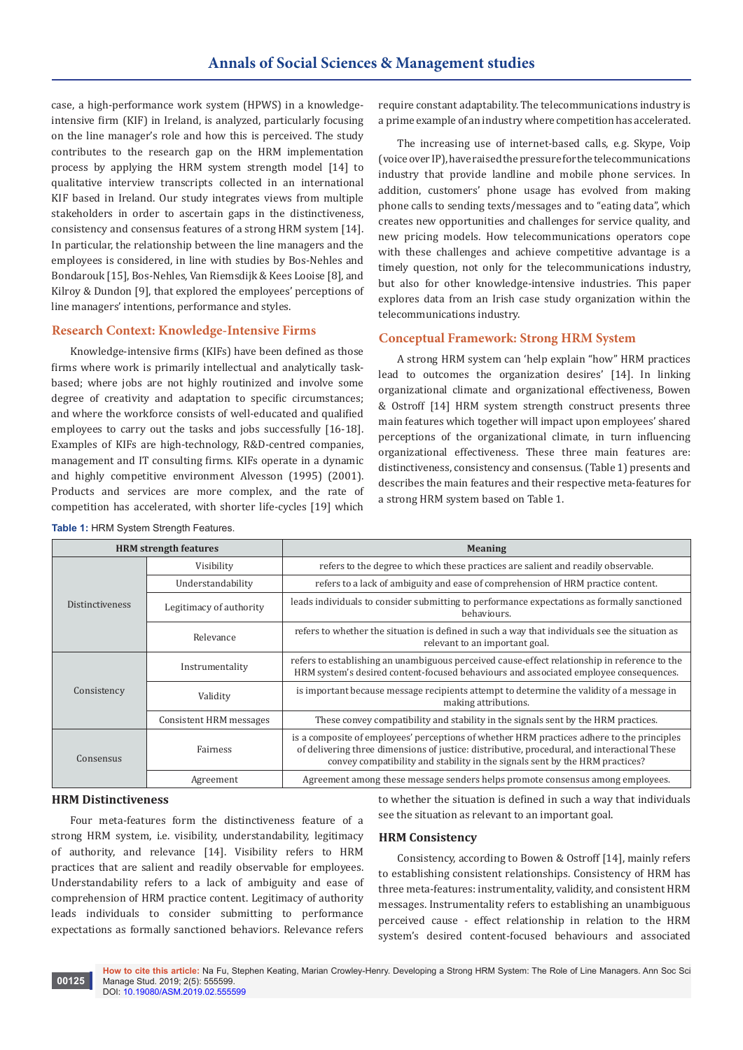case, a high-performance work system (HPWS) in a knowledge-intensive firm (KIF) in Ireland, is analyzed, particularly focusing on the line manager's role and how this is perceived. The study contributes to the research gap on the HRM implementation process by applying the HRM system strength model [14] to qualitative interview transcripts collected in an international KIF based in Ireland. Our study integrates views from multiple stakeholders in order to ascertain gaps in the distinctiveness, consistency and consensus features of a strong HRM system [14]. In particular, the relationship between the line managers and the employees is considered, in line with studies by Bos-Nehles and Bondarouk [15], Bos-Nehles, Van Riemsdijk & Kees Looise [8], and Kilroy & Dundon [9], that explored the employees' perceptions of line managers' intentions, performance and styles.

## Research Context: Knowledge-Intensive Firms

Knowledge-intensive firms (KIFs) have been defined as those firms where work is primarily intellectual and analytically task-based; where jobs are not highly routinized and involve some degree of creativity and adaptation to specific circumstances; and where the workforce consists of well-educated and qualified employees to carry out the tasks and jobs successfully [16-18]. Examples of KIFs are high-technology, R&D-centred companies, management and IT consulting firms. KIFs operate in a dynamic and highly competitive environment Alvesson (1995) (2001). Products and services are more complex, and the rate of competition has accelerated, with shorter life-cycles [19] which require constant adaptability. The telecommunications industry is a prime example of an industry where competition has accelerated.

The increasing use of internet-based calls, e.g. Skype, Voip (voice over IP), have raised the pressure for the telecommunications industry that provide landline and mobile phone services. In addition, customers' phone usage has evolved from making phone calls to sending texts/messages and to "eating data", which creates new opportunities and challenges for service quality, and new pricing models. How telecommunications operators cope with these challenges and achieve competitive advantage is a timely question, not only for the telecommunications industry, but also for other knowledge-intensive industries. This paper explores data from an Irish case study organization within the telecommunications industry.

## Conceptual Framework: Strong HRM System

A strong HRM system can 'help explain "how" HRM practices lead to outcomes the organization desires' [14]. In linking organizational climate and organizational effectiveness, Bowen & Ostroff [14] HRM system strength construct presents three main features which together will impact upon employees' shared perceptions of the organizational climate, in turn influencing organizational effectiveness. These three main features are: distinctiveness, consistency and consensus. (Table 1) presents and describes the main features and their respective meta-features for a strong HRM system based on Table 1.

**Table 1:** HRM System Strength Features.

| HRM strength features | | Meaning |
|---|---|---|
| Distinctiveness | Visibility | refers to the degree to which these practices are salient and readily observable. |
| | Understandability | refers to a lack of ambiguity and ease of comprehension of HRM practice content. |
| | Legitimacy of authority | leads individuals to consider submitting to performance expectations as formally sanctioned behaviours. |
| | Relevance | refers to whether the situation is defined in such a way that individuals see the situation as relevant to an important goal. |
| Consistency | Instrumentality | refers to establishing an unambiguous perceived cause-effect relationship in reference to the HRM system's desired content-focused behaviours and associated employee consequences. |
| | Validity | is important because message recipients attempt to determine the validity of a message in making attributions. |
| | Consistent HRM messages | These convey compatibility and stability in the signals sent by the HRM practices. |
| Consensus | Fairness | is a composite of employees' perceptions of whether HRM practices adhere to the principles of delivering three dimensions of justice: distributive, procedural, and interactional These convey compatibility and stability in the signals sent by the HRM practices? |
| | Agreement | Agreement among these message senders helps promote consensus among employees. |

### HRM Distinctiveness

Four meta-features form the distinctiveness feature of a strong HRM system, i.e. visibility, understandability, legitimacy of authority, and relevance [14]. Visibility refers to HRM practices that are salient and readily observable for employees. Understandability refers to a lack of ambiguity and ease of comprehension of HRM practice content. Legitimacy of authority leads individuals to consider submitting to performance expectations as formally sanctioned behaviors. Relevance refers to whether the situation is defined in such a way that individuals see the situation as relevant to an important goal.

### HRM Consistency

Consistency, according to Bowen & Ostroff [14], mainly refers to establishing consistent relationships. Consistency of HRM has three meta-features: instrumentality, validity, and consistent HRM messages. Instrumentality refers to establishing an unambiguous perceived cause - effect relationship in relation to the HRM system's desired content-focused behaviours and associated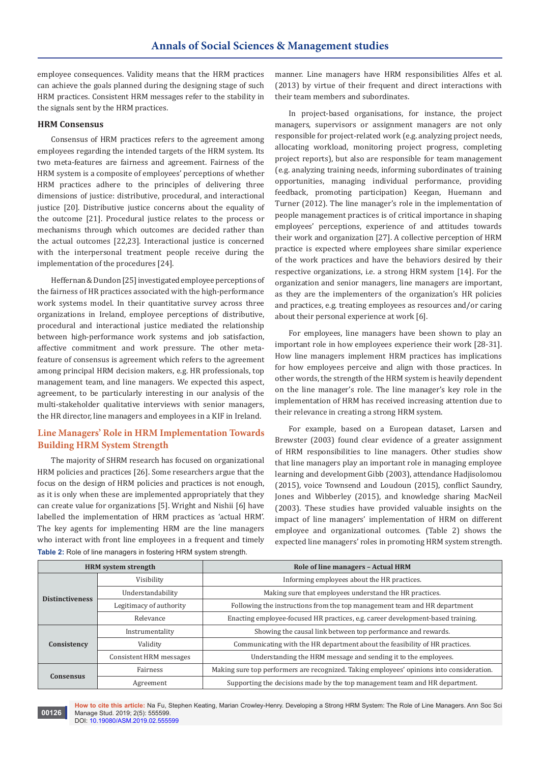employee consequences. Validity means that the HRM practices can achieve the goals planned during the designing stage of such HRM practices. Consistent HRM messages refer to the stability in the signals sent by the HRM practices.

### HRM Consensus

Consensus of HRM practices refers to the agreement among employees regarding the intended targets of the HRM system. Its two meta-features are fairness and agreement. Fairness of the HRM system is a composite of employees' perceptions of whether HRM practices adhere to the principles of delivering three dimensions of justice: distributive, procedural, and interactional justice [20]. Distributive justice concerns about the equality of the outcome [21]. Procedural justice relates to the process or mechanisms through which outcomes are decided rather than the actual outcomes [22,23]. Interactional justice is concerned with the interpersonal treatment people receive during the implementation of the procedures [24].

Heffernan & Dundon [25] investigated employee perceptions of the fairness of HR practices associated with the high-performance work systems model. In their quantitative survey across three organizations in Ireland, employee perceptions of distributive, procedural and interactional justice mediated the relationship between high-performance work systems and job satisfaction, affective commitment and work pressure. The other meta-feature of consensus is agreement which refers to the agreement among principal HRM decision makers, e.g. HR professionals, top management team, and line managers. We expected this aspect, agreement, to be particularly interesting in our analysis of the multi-stakeholder qualitative interviews with senior managers, the HR director, line managers and employees in a KIF in Ireland.

## Line Managers' Role in HRM Implementation Towards Building HRM System Strength

The majority of SHRM research has focused on organizational HRM policies and practices [26]. Some researchers argue that the focus on the design of HRM policies and practices is not enough, as it is only when these are implemented appropriately that they can create value for organizations [5]. Wright and Nishii [6] have labelled the implementation of HRM practices as 'actual HRM'. The key agents for implementing HRM are the line managers who interact with front line employees in a frequent and timely manner. Line managers have HRM responsibilities Alfes et al. (2013) by virtue of their frequent and direct interactions with their team members and subordinates.

In project-based organisations, for instance, the project managers, supervisors or assignment managers are not only responsible for project-related work (e.g. analyzing project needs, allocating workload, monitoring project progress, completing project reports), but also are responsible for team management (e.g. analyzing training needs, informing subordinates of training opportunities, managing individual performance, providing feedback, promoting participation) Keegan, Huemann and Turner (2012). The line manager's role in the implementation of people management practices is of critical importance in shaping employees' perceptions, experience of and attitudes towards their work and organization [27]. A collective perception of HRM practice is expected where employees share similar experience of the work practices and have the behaviors desired by their respective organizations, i.e. a strong HRM system [14]. For the organization and senior managers, line managers are important, as they are the implementers of the organization's HR policies and practices, e.g. treating employees as resources and/or caring about their personal experience at work [6].

For employees, line managers have been shown to play an important role in how employees experience their work [28-31]. How line managers implement HRM practices has implications for how employees perceive and align with those practices. In other words, the strength of the HRM system is heavily dependent on the line manager's role. The line manager's key role in the implementation of HRM has received increasing attention due to their relevance in creating a strong HRM system.

For example, based on a European dataset, Larsen and Brewster (2003) found clear evidence of a greater assignment of HRM responsibilities to line managers. Other studies show that line managers play an important role in managing employee learning and development Gibb (2003), attendance Hadjisolomou (2015), voice Townsend and Loudoun (2015), conflict Saundry, Jones and Wibberley (2015), and knowledge sharing MacNeil (2003). These studies have provided valuable insights on the impact of line managers' implementation of HRM on different employee and organizational outcomes. (Table 2) shows the expected line managers' roles in promoting HRM system strength.

**Table 2:** Role of line managers in fostering HRM system strength.

| HRM system strength | | Role of line managers – Actual HRM |
|---|---|---|
| **Distinctiveness** | Visibility | Informing employees about the HR practices. |
| | Understandability | Making sure that employees understand the HR practices. |
| | Legitimacy of authority | Following the instructions from the top management team and HR department |
| | Relevance | Enacting employee-focused HR practices, e.g. career development-based training. |
| **Consistency** | Instrumentality | Showing the causal link between top performance and rewards. |
| | Validity | Communicating with the HR department about the feasibility of HR practices. |
| | Consistent HRM messages | Understanding the HRM message and sending it to the employees. |
| **Consensus** | Fairness | Making sure top performers are recognized. Taking employees' opinions into consideration. |
| | Agreement | Supporting the decisions made by the top management team and HR department. |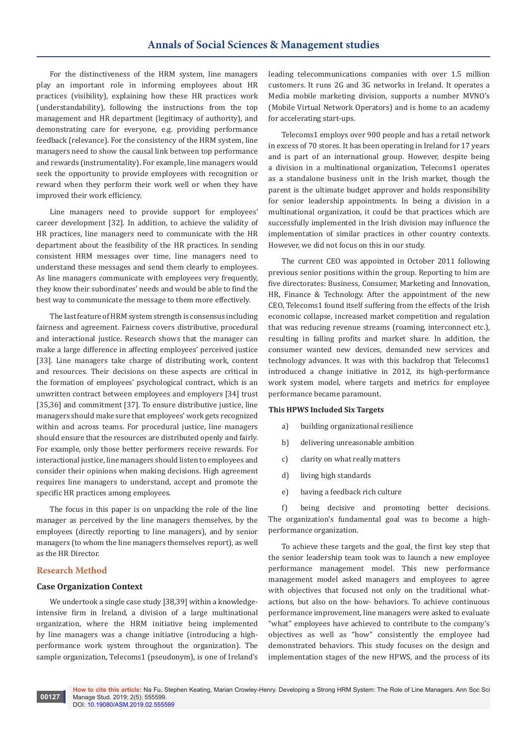For the distinctiveness of the HRM system, line managers play an important role in informing employees about HR practices (visibility), explaining how these HR practices work (understandability), following the instructions from the top management and HR department (legitimacy of authority), and demonstrating care for everyone, e.g. providing performance feedback (relevance). For the consistency of the HRM system, line managers need to show the causal link between top performance and rewards (instrumentality). For example, line managers would seek the opportunity to provide employees with recognition or reward when they perform their work well or when they have improved their work efficiency.

Line managers need to provide support for employees' career development [32]. In addition, to achieve the validity of HR practices, line managers need to communicate with the HR department about the feasibility of the HR practices. In sending consistent HRM messages over time, line managers need to understand these messages and send them clearly to employees. As line managers communicate with employees very frequently, they know their subordinates' needs and would be able to find the best way to communicate the message to them more effectively.

The last feature of HRM system strength is consensus including fairness and agreement. Fairness covers distributive, procedural and interactional justice. Research shows that the manager can make a large difference in affecting employees' perceived justice [33]. Line managers take charge of distributing work, content and resources. Their decisions on these aspects are critical in the formation of employees' psychological contract, which is an unwritten contract between employees and employers [34] trust [35,36] and commitment [37]. To ensure distributive justice, line managers should make sure that employees' work gets recognized within and across teams. For procedural justice, line managers should ensure that the resources are distributed openly and fairly. For example, only those better performers receive rewards. For interactional justice, line managers should listen to employees and consider their opinions when making decisions. High agreement requires line managers to understand, accept and promote the specific HR practices among employees.

The focus in this paper is on unpacking the role of the line manager as perceived by the line managers themselves, by the employees (directly reporting to line managers), and by senior managers (to whom the line managers themselves report), as well as the HR Director.

## Research Method

### Case Organization Context

We undertook a single case study [38,39] within a knowledge-intensive firm in Ireland, a division of a large multinational organization, where the HRM initiative being implemented by line managers was a change initiative (introducing a high-performance work system throughout the organization). The sample organization, Telecoms1 (pseudonym), is one of Ireland's leading telecommunications companies with over 1.5 million customers. It runs 2G and 3G networks in Ireland. It operates a Media mobile marketing division, supports a number MVNO's (Mobile Virtual Network Operators) and is home to an academy for accelerating start-ups.

Telecoms1 employs over 900 people and has a retail network in excess of 70 stores. It has been operating in Ireland for 17 years and is part of an international group. However, despite being a division in a multinational organization, Telecoms1 operates as a standalone business unit in the Irish market, though the parent is the ultimate budget approver and holds responsibility for senior leadership appointments. In being a division in a multinational organization, it could be that practices which are successfully implemented in the Irish division may influence the implementation of similar practices in other country contexts. However, we did not focus on this in our study.

The current CEO was appointed in October 2011 following previous senior positions within the group. Reporting to him are five directorates: Business, Consumer, Marketing and Innovation, HR, Finance & Technology. After the appointment of the new CEO, Telecoms1 found itself suffering from the effects of the Irish economic collapse, increased market competition and regulation that was reducing revenue streams (roaming, interconnect etc.), resulting in falling profits and market share. In addition, the consumer wanted new devices, demanded new services and technology advances. It was with this backdrop that Telecoms1 introduced a change initiative in 2012, its high-performance work system model, where targets and metrics for employee performance became paramount.

**This HPWS Included Six Targets**

a) building organizational resilience

b) delivering unreasonable ambition

c) clarity on what really matters

d) living high standards

e) having a feedback rich culture

f) being decisive and promoting better decisions.

The organization's fundamental goal was to become a high-performance organization.

To achieve these targets and the goal, the first key step that the senior leadership team took was to launch a new employee performance management model. This new performance management model asked managers and employees to agree with objectives that focused not only on the traditional what-actions, but also on the how- behaviors. To achieve continuous performance improvement, line managers were asked to evaluate "what" employees have achieved to contribute to the company's objectives as well as "how" consistently the employee had demonstrated behaviors. This study focuses on the design and implementation stages of the new HPWS, and the process of its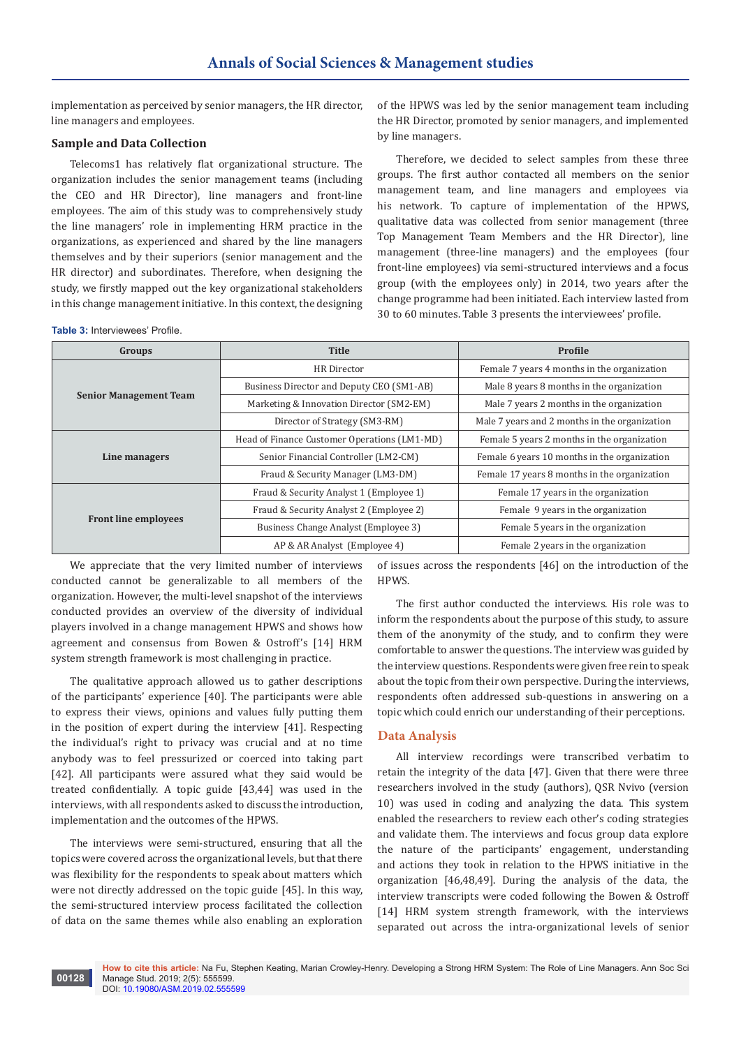implementation as perceived by senior managers, the HR director, line managers and employees.

### Sample and Data Collection

Telecoms1 has relatively flat organizational structure. The organization includes the senior management teams (including the CEO and HR Director), line managers and front-line employees. The aim of this study was to comprehensively study the line managers' role in implementing HRM practice in the organizations, as experienced and shared by the line managers themselves and by their superiors (senior management and the HR director) and subordinates. Therefore, when designing the study, we firstly mapped out the key organizational stakeholders in this change management initiative. In this context, the designing of the HPWS was led by the senior management team including the HR Director, promoted by senior managers, and implemented by line managers.

Therefore, we decided to select samples from these three groups. The first author contacted all members on the senior management team, and line managers and employees via his network. To capture of implementation of the HPWS, qualitative data was collected from senior management (three Top Management Team Members and the HR Director), line management (three-line managers) and the employees (four front-line employees) via semi-structured interviews and a focus group (with the employees only) in 2014, two years after the change programme had been initiated. Each interview lasted from 30 to 60 minutes. Table 3 presents the interviewees' profile.

**Table 3:** Interviewees' Profile.

| Groups | Title | Profile |
|---|---|---|
| Senior Management Team | HR Director | Female 7 years 4 months in the organization |
| | Business Director and Deputy CEO (SM1-AB) | Male 8 years 8 months in the organization |
| | Marketing & Innovation Director (SM2-EM) | Male 7 years 2 months in the organization |
| | Director of Strategy (SM3-RM) | Male 7 years and 2 months in the organization |
| Line managers | Head of Finance Customer Operations (LM1-MD) | Female 5 years 2 months in the organization |
| | Senior Financial Controller (LM2-CM) | Female 6 years 10 months in the organization |
| | Fraud & Security Manager (LM3-DM) | Female 17 years 8 months in the organization |
| Front line employees | Fraud & Security Analyst 1 (Employee 1) | Female 17 years in the organization |
| | Fraud & Security Analyst 2 (Employee 2) | Female 9 years in the organization |
| | Business Change Analyst (Employee 3) | Female 5 years in the organization |
| | AP & AR Analyst (Employee 4) | Female 2 years in the organization |

We appreciate that the very limited number of interviews conducted cannot be generalizable to all members of the organization. However, the multi-level snapshot of the interviews conducted provides an overview of the diversity of individual players involved in a change management HPWS and shows how agreement and consensus from Bowen & Ostroff's [14] HRM system strength framework is most challenging in practice.

The qualitative approach allowed us to gather descriptions of the participants' experience [40]. The participants were able to express their views, opinions and values fully putting them in the position of expert during the interview [41]. Respecting the individual's right to privacy was crucial and at no time anybody was to feel pressurized or coerced into taking part [42]. All participants were assured what they said would be treated confidentially. A topic guide [43,44] was used in the interviews, with all respondents asked to discuss the introduction, implementation and the outcomes of the HPWS.

The interviews were semi-structured, ensuring that all the topics were covered across the organizational levels, but that there was flexibility for the respondents to speak about matters which were not directly addressed on the topic guide [45]. In this way, the semi-structured interview process facilitated the collection of data on the same themes while also enabling an exploration of issues across the respondents [46] on the introduction of the HPWS.

The first author conducted the interviews. His role was to inform the respondents about the purpose of this study, to assure them of the anonymity of the study, and to confirm they were comfortable to answer the questions. The interview was guided by the interview questions. Respondents were given free rein to speak about the topic from their own perspective. During the interviews, respondents often addressed sub-questions in answering on a topic which could enrich our understanding of their perceptions.

## Data Analysis

All interview recordings were transcribed verbatim to retain the integrity of the data [47]. Given that there were three researchers involved in the study (authors), QSR Nvivo (version 10) was used in coding and analyzing the data. This system enabled the researchers to review each other's coding strategies and validate them. The interviews and focus group data explore the nature of the participants' engagement, understanding and actions they took in relation to the HPWS initiative in the organization [46,48,49]. During the analysis of the data, the interview transcripts were coded following the Bowen & Ostroff [14] HRM system strength framework, with the interviews separated out across the intra-organizational levels of senior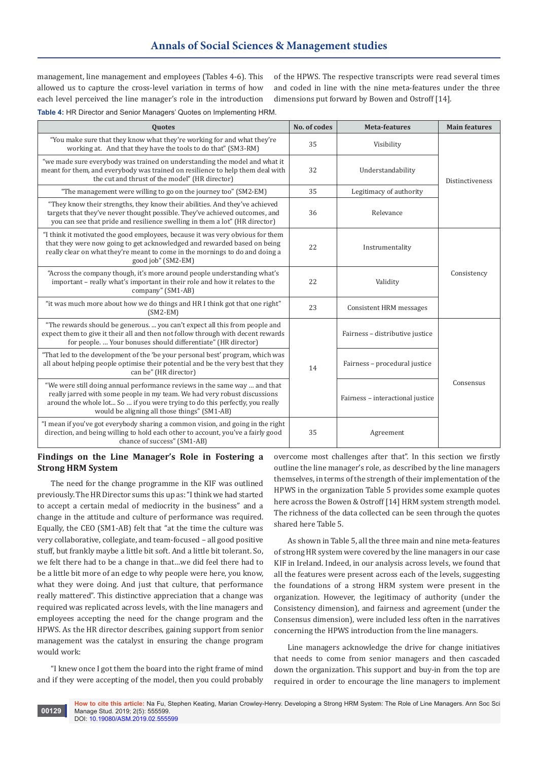management, line management and employees (Tables 4-6). This allowed us to capture the cross-level variation in terms of how each level perceived the line manager's role in the introduction of the HPWS. The respective transcripts were read several times and coded in line with the nine meta-features under the three dimensions put forward by Bowen and Ostroff [14].

**Table 4:** HR Director and Senior Managers' Quotes on Implementing HRM.

| Quotes | No. of codes | Meta-features | Main features |
|---|---|---|---|
| "You make sure that they know what they're working for and what they're working at. And that they have the tools to do that" (SM3-RM) | 35 | Visibility | Distinctiveness |
| "we made sure everybody was trained on understanding the model and what it meant for them, and everybody was trained on resilience to help them deal with the cut and thrust of the model" (HR director) | 32 | Understandability | |
| "The management were willing to go on the journey too" (SM2-EM) | 35 | Legitimacy of authority | |
| "They know their strengths, they know their abilities. And they've achieved targets that they've never thought possible. They've achieved outcomes, and you can see that pride and resilience swelling in them a lot" (HR director) | 36 | Relevance | |
| "I think it motivated the good employees, because it was very obvious for them that they were now going to get acknowledged and rewarded based on being really clear on what they're meant to come in the mornings to do and doing a good job" (SM2-EM) | 22 | Instrumentality | Consistency |
| "Across the company though, it's more around people understanding what's important – really what's important in their role and how it relates to the company" (SM1-AB) | 22 | Validity | |
| "it was much more about how we do things and HR I think got that one right" (SM2-EM) | 23 | Consistent HRM messages | |
| "The rewards should be generous. ... you can't expect all this from people and expect them to give it their all and then not follow through with decent rewards for people. ... Your bonuses should differentiate" (HR director) | 14 | Fairness – distributive justice | Consensus |
| "That led to the development of the 'be your personal best' program, which was all about helping people optimise their potential and be the very best that they can be" (HR director) | | Fairness – procedural justice | |
| "We were still doing annual performance reviews in the same way ... and that really jarred with some people in my team. We had very robust discussions around the whole lot... So ... if you were trying to do this perfectly, you really would be aligning all those things" (SM1-AB) | | Fairness – interactional justice | |
| "I mean if you've got everybody sharing a common vision, and going in the right direction, and being willing to hold each other to account, you've a fairly good chance of success" (SM1-AB) | 35 | Agreement | |

### Findings on the Line Manager's Role in Fostering a Strong HRM System

The need for the change programme in the KIF was outlined previously. The HR Director sums this up as: "I think we had started to accept a certain medal of mediocrity in the business" and a change in the attitude and culture of performance was required. Equally, the CEO (SM1-AB) felt that "at the time the culture was very collaborative, collegiate, and team-focused – all good positive stuff, but frankly maybe a little bit soft. And a little bit tolerant. So, we felt there had to be a change in that...we did feel there had to be a little bit more of an edge to why people were here, you know, what they were doing. And just that culture, that performance really mattered". This distinctive appreciation that a change was required was replicated across levels, with the line managers and employees accepting the need for the change program and the HPWS. As the HR director describes, gaining support from senior management was the catalyst in ensuring the change program would work:

"I knew once I got them the board into the right frame of mind and if they were accepting of the model, then you could probably overcome most challenges after that". In this section we firstly outline the line manager's role, as described by the line managers themselves, in terms of the strength of their implementation of the HPWS in the organization Table 5 provides some example quotes here across the Bowen & Ostroff [14] HRM system strength model. The richness of the data collected can be seen through the quotes shared here Table 5.

As shown in Table 5, all the three main and nine meta-features of strong HR system were covered by the line managers in our case KIF in Ireland. Indeed, in our analysis across levels, we found that all the features were present across each of the levels, suggesting the foundations of a strong HRM system were present in the organization. However, the legitimacy of authority (under the Consistency dimension), and fairness and agreement (under the Consensus dimension), were included less often in the narratives concerning the HPWS introduction from the line managers.

Line managers acknowledge the drive for change initiatives that needs to come from senior managers and then cascaded down the organization. This support and buy-in from the top are required in order to encourage the line managers to implement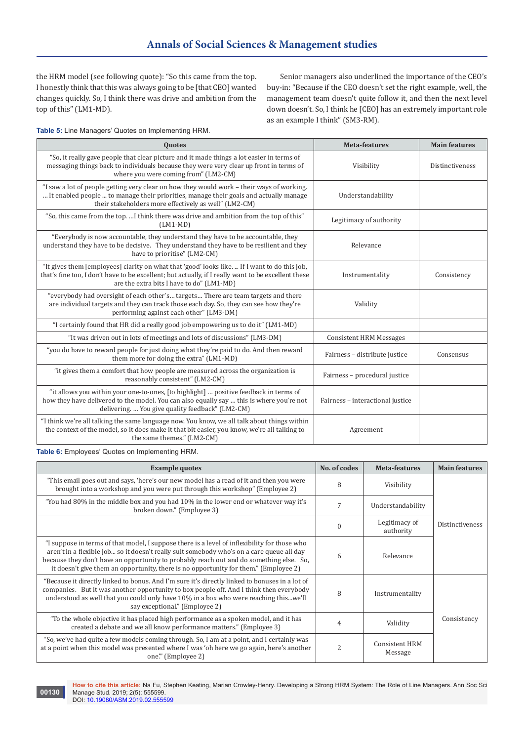the HRM model (see following quote): "So this came from the top. I honestly think that this was always going to be [that CEO] wanted changes quickly. So, I think there was drive and ambition from the top of this" (LM1-MD).

Senior managers also underlined the importance of the CEO's buy-in: "Because if the CEO doesn't set the right example, well, the management team doesn't quite follow it, and then the next level down doesn't. So, I think he [CEO] has an extremely important role as an example I think" (SM3-RM).

**Table 5:** Line Managers' Quotes on Implementing HRM.

| Quotes | Meta-features | Main features |
|---|---|---|
| "So, it really gave people that clear picture and it made things a lot easier in terms of messaging things back to individuals because they were very clear up front in terms of where you were coming from" (LM2-CM) | Visibility | Distinctiveness |
| "I saw a lot of people getting very clear on how they would work – their ways of working. … It enabled people ... to manage their priorities, manage their goals and actually manage their stakeholders more effectively as well" (LM2-CM) | Understandability | |
| "So, this came from the top. …I think there was drive and ambition from the top of this" (LM1-MD) | Legitimacy of authority | |
| "Everybody is now accountable, they understand they have to be accountable, they understand they have to be decisive. They understand they have to be resilient and they have to prioritise" (LM2-CM) | Relevance | |
| "It gives them [employees] clarity on what that 'good' looks like. ... If I want to do this job, that's fine too, I don't have to be excellent; but actually, if I really want to be excellent these are the extra bits I have to do" (LM1-MD) | Instrumentality | Consistency |
| "everybody had oversight of each other's… targets… There are team targets and there are individual targets and they can track those each day. So, they can see how they're performing against each other" (LM3-DM) | Validity | |
| "I certainly found that HR did a really good job empowering us to do it" (LM1-MD) | | |
| "It was driven out in lots of meetings and lots of discussions" (LM3-DM) | Consistent HRM Messages | |
| "you do have to reward people for just doing what they're paid to do. And then reward them more for doing the extra" (LM1-MD) | Fairness – distribute justice | Consensus |
| "it gives them a comfort that how people are measured across the organization is reasonably consistent" (LM2-CM) | Fairness – procedural justice | |
| "it allows you within your one-to-ones, [to highlight] … positive feedback in terms of how they have delivered to the model. You can also equally say … this is where you're not delivering. … You give quality feedback" (LM2-CM) | Fairness – interactional justice | |
| "I think we're all talking the same language now. You know, we all talk about things within the context of the model, so it does make it that bit easier, you know, we're all talking to the same themes." (LM2-CM) | Agreement | |

**Table 6:** Employees' Quotes on Implementing HRM.

| Example quotes | No. of codes | Meta-features | Main features |
|---|---|---|---|
| "This email goes out and says, 'here's our new model has a read of it and then you were brought into a workshop and you were put through this workshop" (Employee 2) | 8 | Visibility | Distinctiveness |
| "You had 80% in the middle box and you had 10% in the lower end or whatever way it's broken down." (Employee 3) | 7 | Understandability | |
| | 0 | Legitimacy of authority | |
| "I suppose in terms of that model, I suppose there is a level of inflexibility for those who aren't in a flexible job... so it doesn't really suit somebody who's on a care queue all day because they don't have an opportunity to probably reach out and do something else. So, it doesn't give them an opportunity, there is no opportunity for them." (Employee 2) | 6 | Relevance | |
| "Because it directly linked to bonus. And I'm sure it's directly linked to bonuses in a lot of companies. But it was another opportunity to box people off. And I think then everybody understood as well that you could only have 10% in a box who were reaching this...we'll say exceptional." (Employee 2) | 8 | Instrumentality | Consistency |
| "To the whole objective it has placed high performance as a spoken model, and it has created a debate and we all know performance matters." (Employee 3) | 4 | Validity | |
| "So, we've had quite a few models coming through. So, I am at a point, and I certainly was at a point when this model was presented where I was 'oh here we go again, here's another one'." (Employee 2) | 2 | Consistent HRM Message | |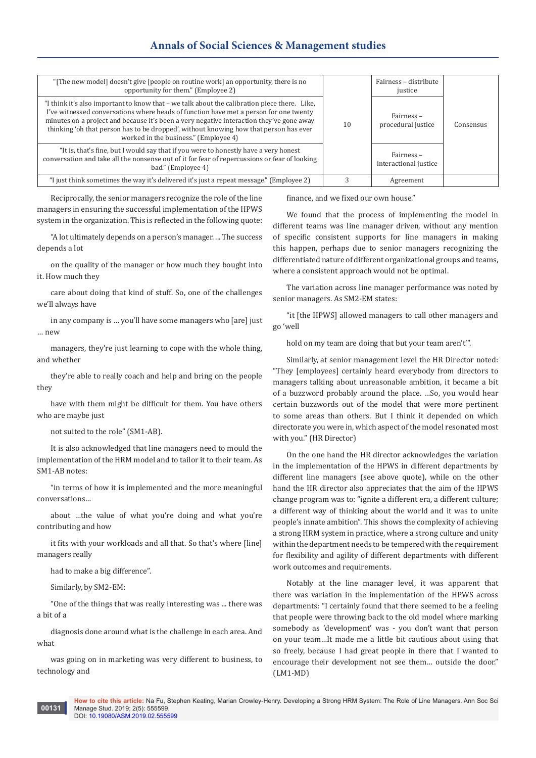| | | | |
|---|---|---|---|
| "[The new model] doesn't give [people on routine work] an opportunity, there is no opportunity for them." (Employee 2) | 10 | Fairness – distribute justice | Consensus |
| "I think it's also important to know that – we talk about the calibration piece there. Like, I've witnessed conversations where heads of function have met a person for one twenty minutes on a project and because it's been a very negative interaction they've gone away thinking 'oh that person has to be dropped', without knowing how that person has ever worked in the business." (Employee 4) | | Fairness – procedural justice | |
| "It is, that's fine, but I would say that if you were to honestly have a very honest conversation and take all the nonsense out of it for fear of repercussions or fear of looking bad." (Employee 4) | | Fairness – interactional justice | |
| "I just think sometimes the way it's delivered it's just a repeat message." (Employee 2) | 3 | Agreement | |

Reciprocally, the senior managers recognize the role of the line managers in ensuring the successful implementation of the HPWS system in the organization. This is reflected in the following quote:

"A lot ultimately depends on a person's manager. ... The success depends a lot

on the quality of the manager or how much they bought into it. How much they

care about doing that kind of stuff. So, one of the challenges we'll always have

in any company is ... you'll have some managers who [are] just ... new

managers, they're just learning to cope with the whole thing, and whether

they're able to really coach and help and bring on the people they

have with them might be difficult for them. You have others who are maybe just

not suited to the role" (SM1-AB).

It is also acknowledged that line managers need to mould the implementation of the HRM model and to tailor it to their team. As SM1-AB notes:

"in terms of how it is implemented and the more meaningful conversations…

about …the value of what you're doing and what you're contributing and how

it fits with your workloads and all that. So that's where [line] managers really

had to make a big difference".

Similarly, by SM2-EM:

"One of the things that was really interesting was ... there was a bit of a

diagnosis done around what is the challenge in each area. And what

was going on in marketing was very different to business, to technology and

finance, and we fixed our own house."

We found that the process of implementing the model in different teams was line manager driven, without any mention of specific consistent supports for line managers in making this happen, perhaps due to senior managers recognizing the differentiated nature of different organizational groups and teams, where a consistent approach would not be optimal.

The variation across line manager performance was noted by senior managers. As SM2-EM states:

"it [the HPWS] allowed managers to call other managers and go 'well

hold on my team are doing that but your team aren't'".

Similarly, at senior management level the HR Director noted: "They [employees] certainly heard everybody from directors to managers talking about unreasonable ambition, it became a bit of a buzzword probably around the place. …So, you would hear certain buzzwords out of the model that were more pertinent to some areas than others. But I think it depended on which directorate you were in, which aspect of the model resonated most with you." (HR Director)

On the one hand the HR director acknowledges the variation in the implementation of the HPWS in different departments by different line managers (see above quote), while on the other hand the HR director also appreciates that the aim of the HPWS change program was to: "ignite a different era, a different culture; a different way of thinking about the world and it was to unite people's innate ambition". This shows the complexity of achieving a strong HRM system in practice, where a strong culture and unity within the department needs to be tempered with the requirement for flexibility and agility of different departments with different work outcomes and requirements.

Notably at the line manager level, it was apparent that there was variation in the implementation of the HPWS across departments: "I certainly found that there seemed to be a feeling that people were throwing back to the old model where marking somebody as 'development' was - you don't want that person on your team…It made me a little bit cautious about using that so freely, because I had great people in there that I wanted to encourage their development not see them… outside the door." (LM1-MD)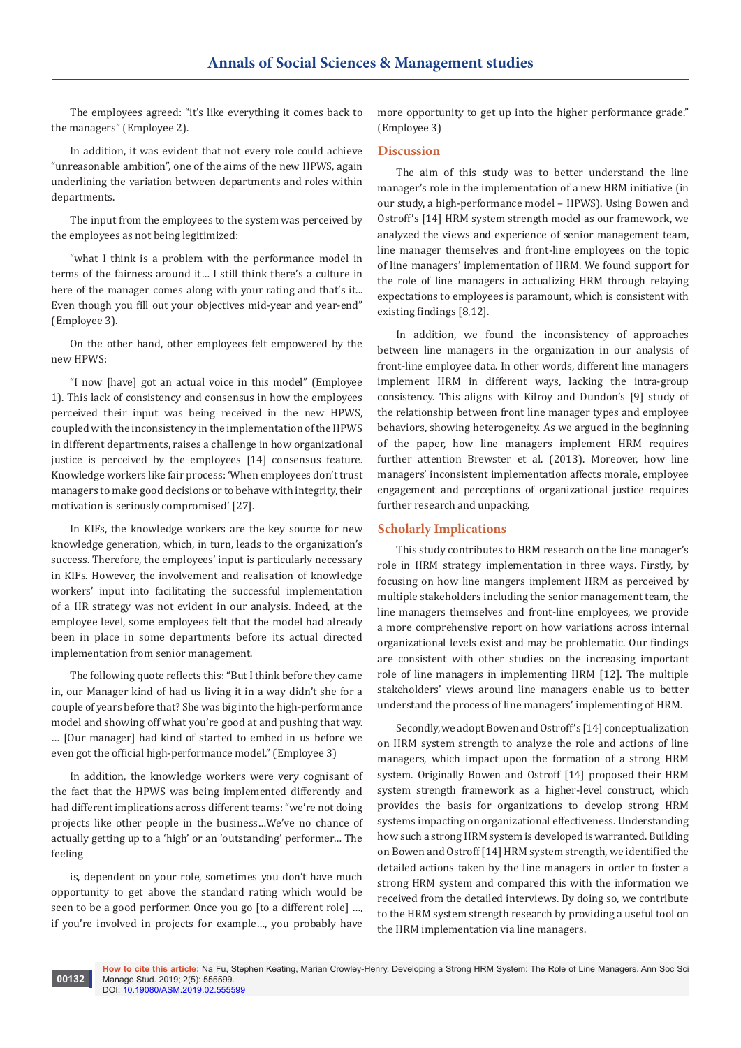The employees agreed: "it's like everything it comes back to the managers" (Employee 2).

In addition, it was evident that not every role could achieve "unreasonable ambition", one of the aims of the new HPWS, again underlining the variation between departments and roles within departments.

The input from the employees to the system was perceived by the employees as not being legitimized:

"what I think is a problem with the performance model in terms of the fairness around it… I still think there's a culture in here of the manager comes along with your rating and that's it... Even though you fill out your objectives mid-year and year-end" (Employee 3).

On the other hand, other employees felt empowered by the new HPWS:

"I now [have] got an actual voice in this model" (Employee 1). This lack of consistency and consensus in how the employees perceived their input was being received in the new HPWS, coupled with the inconsistency in the implementation of the HPWS in different departments, raises a challenge in how organizational justice is perceived by the employees [14] consensus feature. Knowledge workers like fair process: 'When employees don't trust managers to make good decisions or to behave with integrity, their motivation is seriously compromised' [27].

In KIFs, the knowledge workers are the key source for new knowledge generation, which, in turn, leads to the organization's success. Therefore, the employees' input is particularly necessary in KIFs. However, the involvement and realisation of knowledge workers' input into facilitating the successful implementation of a HR strategy was not evident in our analysis. Indeed, at the employee level, some employees felt that the model had already been in place in some departments before its actual directed implementation from senior management.

The following quote reflects this: "But I think before they came in, our Manager kind of had us living it in a way didn't she for a couple of years before that? She was big into the high-performance model and showing off what you're good at and pushing that way. … [Our manager] had kind of started to embed in us before we even got the official high-performance model." (Employee 3)

In addition, the knowledge workers were very cognisant of the fact that the HPWS was being implemented differently and had different implications across different teams: "we're not doing projects like other people in the business…We've no chance of actually getting up to a 'high' or an 'outstanding' performer… The feeling is, dependent on your role, sometimes you don't have much opportunity to get above the standard rating which would be seen to be a good performer. Once you go [to a different role] …, if you're involved in projects for example…, you probably have more opportunity to get up into the higher performance grade." (Employee 3)

## Discussion

The aim of this study was to better understand the line manager's role in the implementation of a new HRM initiative (in our study, a high-performance model – HPWS). Using Bowen and Ostroff's [14] HRM system strength model as our framework, we analyzed the views and experience of senior management team, line manager themselves and front-line employees on the topic of line managers' implementation of HRM. We found support for the role of line managers in actualizing HRM through relaying expectations to employees is paramount, which is consistent with existing findings [8,12].

In addition, we found the inconsistency of approaches between line managers in the organization in our analysis of front-line employee data. In other words, different line managers implement HRM in different ways, lacking the intra-group consistency. This aligns with Kilroy and Dundon's [9] study of the relationship between front line manager types and employee behaviors, showing heterogeneity. As we argued in the beginning of the paper, how line managers implement HRM requires further attention Brewster et al. (2013). Moreover, how line managers' inconsistent implementation affects morale, employee engagement and perceptions of organizational justice requires further research and unpacking.

## Scholarly Implications

This study contributes to HRM research on the line manager's role in HRM strategy implementation in three ways. Firstly, by focusing on how line mangers implement HRM as perceived by multiple stakeholders including the senior management team, the line managers themselves and front-line employees, we provide a more comprehensive report on how variations across internal organizational levels exist and may be problematic. Our findings are consistent with other studies on the increasing important role of line managers in implementing HRM [12]. The multiple stakeholders' views around line managers enable us to better understand the process of line managers' implementing of HRM.

Secondly, we adopt Bowen and Ostroff's [14] conceptualization on HRM system strength to analyze the role and actions of line managers, which impact upon the formation of a strong HRM system. Originally Bowen and Ostroff [14] proposed their HRM system strength framework as a higher-level construct, which provides the basis for organizations to develop strong HRM systems impacting on organizational effectiveness. Understanding how such a strong HRM system is developed is warranted. Building on Bowen and Ostroff [14] HRM system strength, we identified the detailed actions taken by the line managers in order to foster a strong HRM system and compared this with the information we received from the detailed interviews. By doing so, we contribute to the HRM system strength research by providing a useful tool on the HRM implementation via line managers.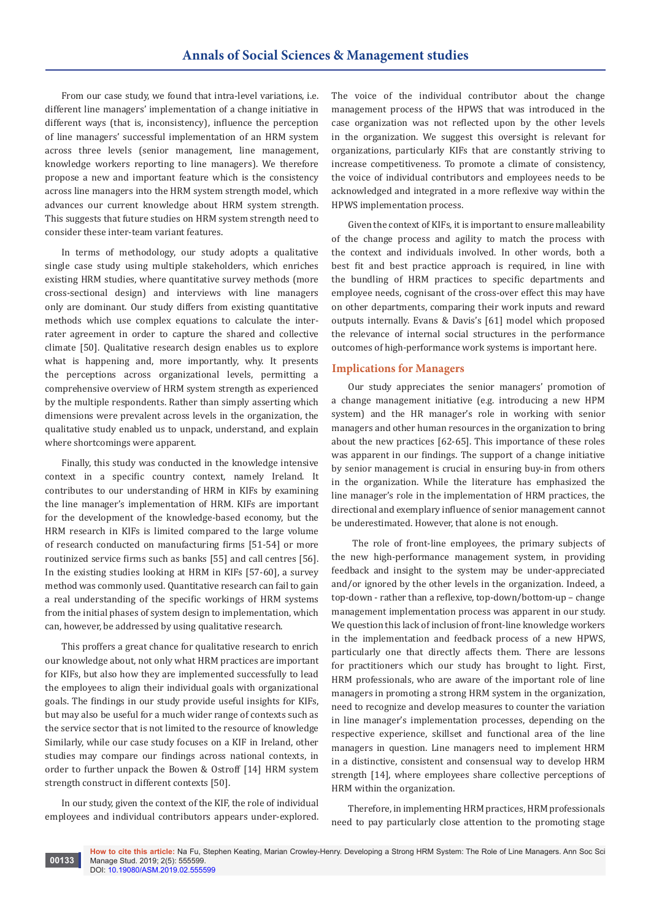From our case study, we found that intra-level variations, i.e. different line managers' implementation of a change initiative in different ways (that is, inconsistency), influence the perception of line managers' successful implementation of an HRM system across three levels (senior management, line management, knowledge workers reporting to line managers). We therefore propose a new and important feature which is the consistency across line managers into the HRM system strength model, which advances our current knowledge about HRM system strength. This suggests that future studies on HRM system strength need to consider these inter-team variant features.

In terms of methodology, our study adopts a qualitative single case study using multiple stakeholders, which enriches existing HRM studies, where quantitative survey methods (more cross-sectional design) and interviews with line managers only are dominant. Our study differs from existing quantitative methods which use complex equations to calculate the inter-rater agreement in order to capture the shared and collective climate [50]. Qualitative research design enables us to explore what is happening and, more importantly, why. It presents the perceptions across organizational levels, permitting a comprehensive overview of HRM system strength as experienced by the multiple respondents. Rather than simply asserting which dimensions were prevalent across levels in the organization, the qualitative study enabled us to unpack, understand, and explain where shortcomings were apparent.

Finally, this study was conducted in the knowledge intensive context in a specific country context, namely Ireland. It contributes to our understanding of HRM in KIFs by examining the line manager's implementation of HRM. KIFs are important for the development of the knowledge-based economy, but the HRM research in KIFs is limited compared to the large volume of research conducted on manufacturing firms [51-54] or more routinized service firms such as banks [55] and call centres [56]. In the existing studies looking at HRM in KIFs [57-60], a survey method was commonly used. Quantitative research can fail to gain a real understanding of the specific workings of HRM systems from the initial phases of system design to implementation, which can, however, be addressed by using qualitative research.

This proffers a great chance for qualitative research to enrich our knowledge about, not only what HRM practices are important for KIFs, but also how they are implemented successfully to lead the employees to align their individual goals with organizational goals. The findings in our study provide useful insights for KIFs, but may also be useful for a much wider range of contexts such as the service sector that is not limited to the resource of knowledge Similarly, while our case study focuses on a KIF in Ireland, other studies may compare our findings across national contexts, in order to further unpack the Bowen & Ostroff [14] HRM system strength construct in different contexts [50].

In our study, given the context of the KIF, the role of individual employees and individual contributors appears under-explored. The voice of the individual contributor about the change management process of the HPWS that was introduced in the case organization was not reflected upon by the other levels in the organization. We suggest this oversight is relevant for organizations, particularly KIFs that are constantly striving to increase competitiveness. To promote a climate of consistency, the voice of individual contributors and employees needs to be acknowledged and integrated in a more reflexive way within the HPWS implementation process.

Given the context of KIFs, it is important to ensure malleability of the change process and agility to match the process with the context and individuals involved. In other words, both a best fit and best practice approach is required, in line with the bundling of HRM practices to specific departments and employee needs, cognisant of the cross-over effect this may have on other departments, comparing their work inputs and reward outputs internally. Evans & Davis's [61] model which proposed the relevance of internal social structures in the performance outcomes of high-performance work systems is important here.

## Implications for Managers

Our study appreciates the senior managers' promotion of a change management initiative (e.g. introducing a new HPM system) and the HR manager's role in working with senior managers and other human resources in the organization to bring about the new practices [62-65]. This importance of these roles was apparent in our findings. The support of a change initiative by senior management is crucial in ensuring buy-in from others in the organization. While the literature has emphasized the line manager's role in the implementation of HRM practices, the directional and exemplary influence of senior management cannot be underestimated. However, that alone is not enough.

The role of front-line employees, the primary subjects of the new high-performance management system, in providing feedback and insight to the system may be under-appreciated and/or ignored by the other levels in the organization. Indeed, a top-down - rather than a reflexive, top-down/bottom-up – change management implementation process was apparent in our study. We question this lack of inclusion of front-line knowledge workers in the implementation and feedback process of a new HPWS, particularly one that directly affects them. There are lessons for practitioners which our study has brought to light. First, HRM professionals, who are aware of the important role of line managers in promoting a strong HRM system in the organization, need to recognize and develop measures to counter the variation in line manager's implementation processes, depending on the respective experience, skillset and functional area of the line managers in question. Line managers need to implement HRM in a distinctive, consistent and consensual way to develop HRM strength [14], where employees share collective perceptions of HRM within the organization.

Therefore, in implementing HRM practices, HRM professionals need to pay particularly close attention to the promoting stage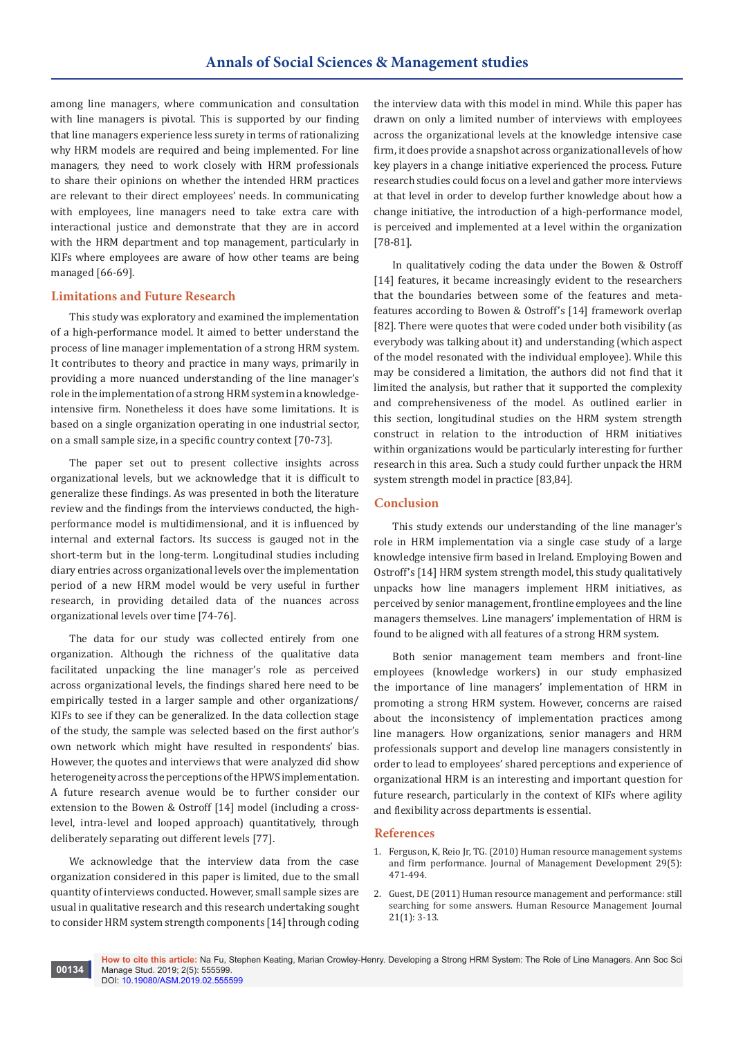among line managers, where communication and consultation with line managers is pivotal. This is supported by our finding that line managers experience less surety in terms of rationalizing why HRM models are required and being implemented. For line managers, they need to work closely with HRM professionals to share their opinions on whether the intended HRM practices are relevant to their direct employees' needs. In communicating with employees, line managers need to take extra care with interactional justice and demonstrate that they are in accord with the HRM department and top management, particularly in KIFs where employees are aware of how other teams are being managed [66-69].

## Limitations and Future Research

This study was exploratory and examined the implementation of a high-performance model. It aimed to better understand the process of line manager implementation of a strong HRM system. It contributes to theory and practice in many ways, primarily in providing a more nuanced understanding of the line manager's role in the implementation of a strong HRM system in a knowledge-intensive firm. Nonetheless it does have some limitations. It is based on a single organization operating in one industrial sector, on a small sample size, in a specific country context [70-73].

The paper set out to present collective insights across organizational levels, but we acknowledge that it is difficult to generalize these findings. As was presented in both the literature review and the findings from the interviews conducted, the high-performance model is multidimensional, and it is influenced by internal and external factors. Its success is gauged not in the short-term but in the long-term. Longitudinal studies including diary entries across organizational levels over the implementation period of a new HRM model would be very useful in further research, in providing detailed data of the nuances across organizational levels over time [74-76].

The data for our study was collected entirely from one organization. Although the richness of the qualitative data facilitated unpacking the line manager's role as perceived across organizational levels, the findings shared here need to be empirically tested in a larger sample and other organizations/KIFs to see if they can be generalized. In the data collection stage of the study, the sample was selected based on the first author's own network which might have resulted in respondents' bias. However, the quotes and interviews that were analyzed did show heterogeneity across the perceptions of the HPWS implementation. A future research avenue would be to further consider our extension to the Bowen & Ostroff [14] model (including a cross-level, intra-level and looped approach) quantitatively, through deliberately separating out different levels [77].

We acknowledge that the interview data from the case organization considered in this paper is limited, due to the small quantity of interviews conducted. However, small sample sizes are usual in qualitative research and this research undertaking sought to consider HRM system strength components [14] through coding the interview data with this model in mind. While this paper has drawn on only a limited number of interviews with employees across the organizational levels at the knowledge intensive case firm, it does provide a snapshot across organizational levels of how key players in a change initiative experienced the process. Future research studies could focus on a level and gather more interviews at that level in order to develop further knowledge about how a change initiative, the introduction of a high-performance model, is perceived and implemented at a level within the organization [78-81].

In qualitatively coding the data under the Bowen & Ostroff [14] features, it became increasingly evident to the researchers that the boundaries between some of the features and meta-features according to Bowen & Ostroff's [14] framework overlap [82]. There were quotes that were coded under both visibility (as everybody was talking about it) and understanding (which aspect of the model resonated with the individual employee). While this may be considered a limitation, the authors did not find that it limited the analysis, but rather that it supported the complexity and comprehensiveness of the model. As outlined earlier in this section, longitudinal studies on the HRM system strength construct in relation to the introduction of HRM initiatives within organizations would be particularly interesting for further research in this area. Such a study could further unpack the HRM system strength model in practice [83,84].

## Conclusion

This study extends our understanding of the line manager's role in HRM implementation via a single case study of a large knowledge intensive firm based in Ireland. Employing Bowen and Ostroff's [14] HRM system strength model, this study qualitatively unpacks how line managers implement HRM initiatives, as perceived by senior management, frontline employees and the line managers themselves. Line managers' implementation of HRM is found to be aligned with all features of a strong HRM system.

Both senior management team members and front-line employees (knowledge workers) in our study emphasized the importance of line managers' implementation of HRM in promoting a strong HRM system. However, concerns are raised about the inconsistency of implementation practices among line managers. How organizations, senior managers and HRM professionals support and develop line managers consistently in order to lead to employees' shared perceptions and experience of organizational HRM is an interesting and important question for future research, particularly in the context of KIFs where agility and flexibility across departments is essential.

## References

1. Ferguson, K, Reio Jr, TG. (2010) Human resource management systems and firm performance. Journal of Management Development 29(5): 471-494.
2. Guest, DE (2011) Human resource management and performance: still searching for some answers. Human Resource Management Journal 21(1): 3-13.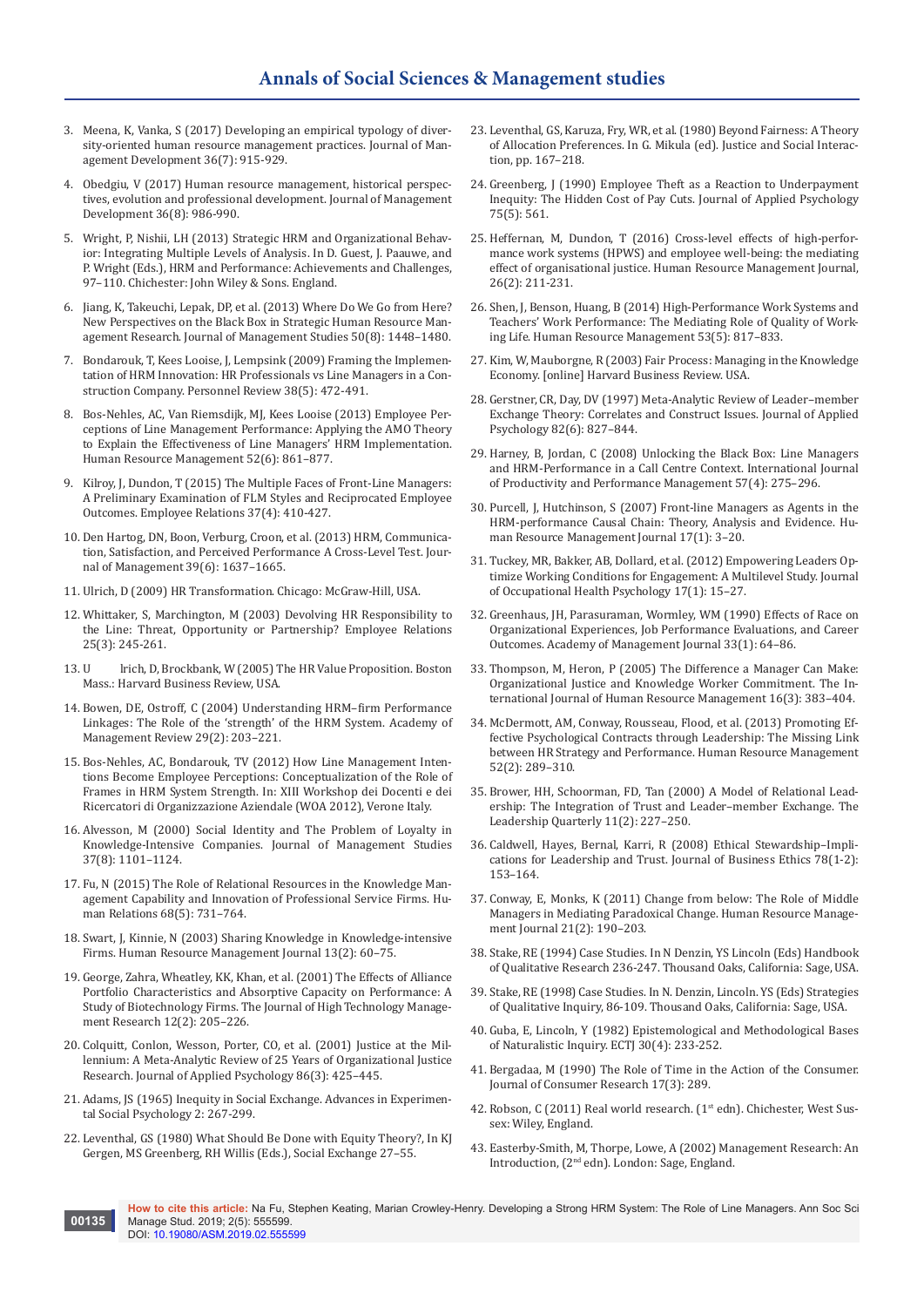3. Meena, K, Vanka, S (2017) Developing an empirical typology of diversity-oriented human resource management practices. Journal of Management Development 36(7): 915-929.
4. Obedgiu, V (2017) Human resource management, historical perspectives, evolution and professional development. Journal of Management Development 36(8): 986-990.
5. Wright, P, Nishii, LH (2013) Strategic HRM and Organizational Behavior: Integrating Multiple Levels of Analysis. In D. Guest, J. Paauwe, and P. Wright (Eds.), HRM and Performance: Achievements and Challenges, 97–110. Chichester: John Wiley & Sons. England.
6. Jiang, K, Takeuchi, Lepak, DP, et al. (2013) Where Do We Go from Here? New Perspectives on the Black Box in Strategic Human Resource Management Research. Journal of Management Studies 50(8): 1448–1480.
7. Bondarouk, T, Kees Looise, J, Lempsink (2009) Framing the Implementation of HRM Innovation: HR Professionals vs Line Managers in a Construction Company. Personnel Review 38(5): 472-491.
8. Bos-Nehles, AC, Van Riemsdijk, MJ, Kees Looise (2013) Employee Perceptions of Line Management Performance: Applying the AMO Theory to Explain the Effectiveness of Line Managers' HRM Implementation. Human Resource Management 52(6): 861–877.
9. Kilroy, J, Dundon, T (2015) The Multiple Faces of Front-Line Managers: A Preliminary Examination of FLM Styles and Reciprocated Employee Outcomes. Employee Relations 37(4): 410-427.
10. Den Hartog, DN, Boon, Verburg, Croon, et al. (2013) HRM, Communication, Satisfaction, and Perceived Performance A Cross-Level Test. Journal of Management 39(6): 1637–1665.
11. Ulrich, D (2009) HR Transformation. Chicago: McGraw-Hill, USA.
12. Whittaker, S, Marchington, M (2003) Devolving HR Responsibility to the Line: Threat, Opportunity or Partnership? Employee Relations 25(3): 245-261.
13. U lrich, D, Brockbank, W (2005) The HR Value Proposition. Boston Mass.: Harvard Business Review, USA.
14. Bowen, DE, Ostroff, C (2004) Understanding HRM–firm Performance Linkages: The Role of the 'strength' of the HRM System. Academy of Management Review 29(2): 203–221.
15. Bos-Nehles, AC, Bondarouk, TV (2012) How Line Management Intentions Become Employee Perceptions: Conceptualization of the Role of Frames in HRM System Strength. In: XIII Workshop dei Docenti e dei Ricercatori di Organizzazione Aziendale (WOA 2012), Verone Italy.
16. Alvesson, M (2000) Social Identity and The Problem of Loyalty in Knowledge-Intensive Companies. Journal of Management Studies 37(8): 1101–1124.
17. Fu, N (2015) The Role of Relational Resources in the Knowledge Management Capability and Innovation of Professional Service Firms. Human Relations 68(5): 731–764.
18. Swart, J, Kinnie, N (2003) Sharing Knowledge in Knowledge-intensive Firms. Human Resource Management Journal 13(2): 60–75.
19. George, Zahra, Wheatley, KK, Khan, et al. (2001) The Effects of Alliance Portfolio Characteristics and Absorptive Capacity on Performance: A Study of Biotechnology Firms. The Journal of High Technology Management Research 12(2): 205–226.
20. Colquitt, Conlon, Wesson, Porter, CO, et al. (2001) Justice at the Millennium: A Meta-Analytic Review of 25 Years of Organizational Justice Research. Journal of Applied Psychology 86(3): 425–445.
21. Adams, JS (1965) Inequity in Social Exchange. Advances in Experimental Social Psychology 2: 267-299.
22. Leventhal, GS (1980) What Should Be Done with Equity Theory?, In KJ Gergen, MS Greenberg, RH Willis (Eds.), Social Exchange 27–55.
23. Leventhal, GS, Karuza, Fry, WR, et al. (1980) Beyond Fairness: A Theory of Allocation Preferences. In G. Mikula (ed). Justice and Social Interaction, pp. 167–218.
24. Greenberg, J (1990) Employee Theft as a Reaction to Underpayment Inequity: The Hidden Cost of Pay Cuts. Journal of Applied Psychology 75(5): 561.
25. Heffernan, M, Dundon, T (2016) Cross-level effects of high-performance work systems (HPWS) and employee well-being: the mediating effect of organisational justice. Human Resource Management Journal, 26(2): 211-231.
26. Shen, J, Benson, Huang, B (2014) High-Performance Work Systems and Teachers' Work Performance: The Mediating Role of Quality of Working Life. Human Resource Management 53(5): 817–833.
27. Kim, W, Mauborgne, R (2003) Fair Process: Managing in the Knowledge Economy. [online] Harvard Business Review. USA.
28. Gerstner, CR, Day, DV (1997) Meta-Analytic Review of Leader–member Exchange Theory: Correlates and Construct Issues. Journal of Applied Psychology 82(6): 827–844.
29. Harney, B, Jordan, C (2008) Unlocking the Black Box: Line Managers and HRM-Performance in a Call Centre Context. International Journal of Productivity and Performance Management 57(4): 275–296.
30. Purcell, J, Hutchinson, S (2007) Front-line Managers as Agents in the HRM-performance Causal Chain: Theory, Analysis and Evidence. Human Resource Management Journal 17(1): 3–20.
31. Tuckey, MR, Bakker, AB, Dollard, et al. (2012) Empowering Leaders Optimize Working Conditions for Engagement: A Multilevel Study. Journal of Occupational Health Psychology 17(1): 15–27.
32. Greenhaus, JH, Parasuraman, Wormley, WM (1990) Effects of Race on Organizational Experiences, Job Performance Evaluations, and Career Outcomes. Academy of Management Journal 33(1): 64–86.
33. Thompson, M, Heron, P (2005) The Difference a Manager Can Make: Organizational Justice and Knowledge Worker Commitment. The International Journal of Human Resource Management 16(3): 383–404.
34. McDermott, AM, Conway, Rousseau, Flood, et al. (2013) Promoting Effective Psychological Contracts through Leadership: The Missing Link between HR Strategy and Performance. Human Resource Management 52(2): 289–310.
35. Brower, HH, Schoorman, FD, Tan (2000) A Model of Relational Leadership: The Integration of Trust and Leader–member Exchange. The Leadership Quarterly 11(2): 227–250.
36. Caldwell, Hayes, Bernal, Karri, R (2008) Ethical Stewardship–Implications for Leadership and Trust. Journal of Business Ethics 78(1-2): 153–164.
37. Conway, E, Monks, K (2011) Change from below: The Role of Middle Managers in Mediating Paradoxical Change. Human Resource Management Journal 21(2): 190–203.
38. Stake, RE (1994) Case Studies. In N Denzin, YS Lincoln (Eds) Handbook of Qualitative Research 236-247. Thousand Oaks, California: Sage, USA.
39. Stake, RE (1998) Case Studies. In N. Denzin, Lincoln. YS (Eds) Strategies of Qualitative Inquiry, 86-109. Thousand Oaks, California: Sage, USA.
40. Guba, E, Lincoln, Y (1982) Epistemological and Methodological Bases of Naturalistic Inquiry. ECTJ 30(4): 233-252.
41. Bergadaa, M (1990) The Role of Time in the Action of the Consumer. Journal of Consumer Research 17(3): 289.
42. Robson, C (2011) Real world research. (1st edn). Chichester, West Sussex: Wiley, England.
43. Easterby-Smith, M, Thorpe, Lowe, A (2002) Management Research: An Introduction, (2nd edn). London: Sage, England.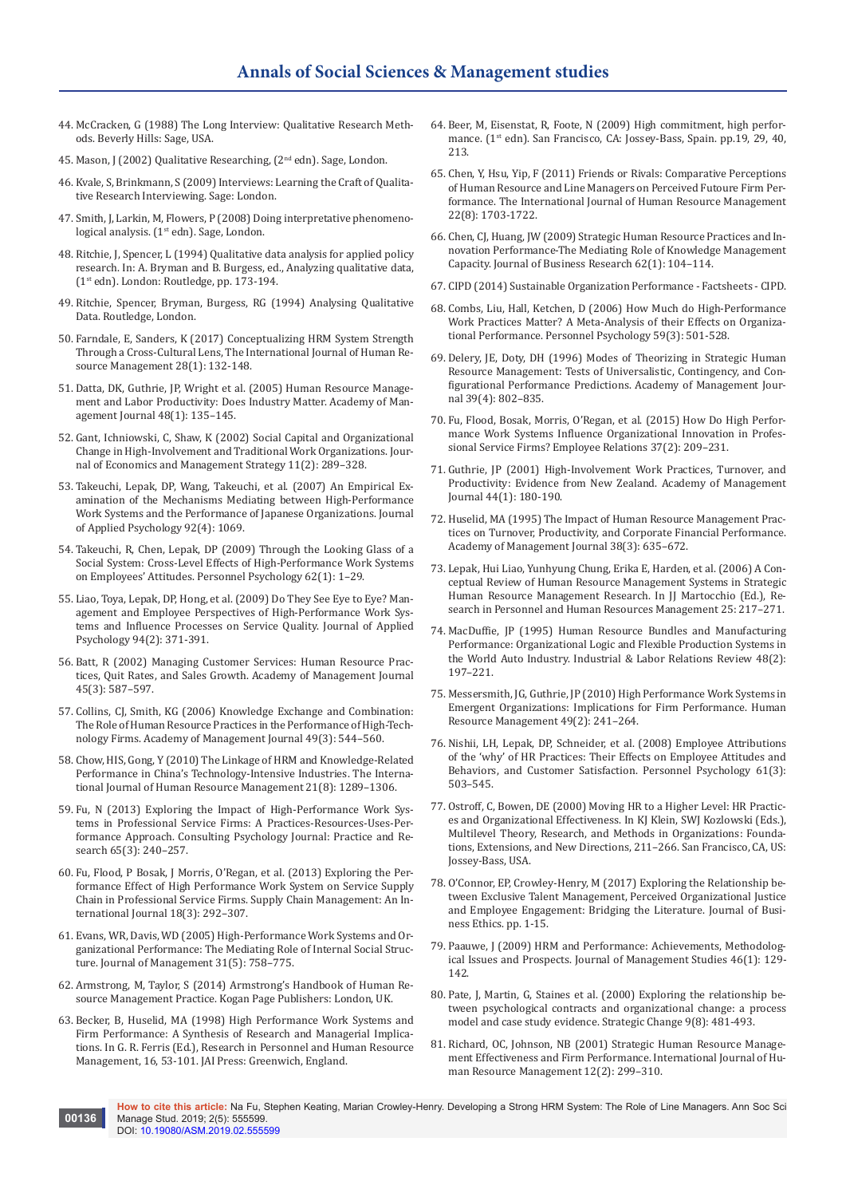44. McCracken, G (1988) The Long Interview: Qualitative Research Methods. Beverly Hills: Sage, USA.

45. Mason, J (2002) Qualitative Researching, (2nd edn). Sage, London.

46. Kvale, S, Brinkmann, S (2009) Interviews: Learning the Craft of Qualitative Research Interviewing. Sage: London.

47. Smith, J, Larkin, M, Flowers, P (2008) Doing interpretative phenomenological analysis. (1st edn). Sage, London.

48. Ritchie, J, Spencer, L (1994) Qualitative data analysis for applied policy research. In: A. Bryman and B. Burgess, ed., Analyzing qualitative data, (1st edn). London: Routledge, pp. 173-194.

49. Ritchie, Spencer, Bryman, Burgess, RG (1994) Analysing Qualitative Data. Routledge, London.

50. Farndale, E, Sanders, K (2017) Conceptualizing HRM System Strength Through a Cross-Cultural Lens, The International Journal of Human Resource Management 28(1): 132-148.

51. Datta, DK, Guthrie, JP, Wright et al. (2005) Human Resource Management and Labor Productivity: Does Industry Matter. Academy of Management Journal 48(1): 135–145.

52. Gant, Ichniowski, C, Shaw, K (2002) Social Capital and Organizational Change in High-Involvement and Traditional Work Organizations. Journal of Economics and Management Strategy 11(2): 289–328.

53. Takeuchi, Lepak, DP, Wang, Takeuchi, et al. (2007) An Empirical Examination of the Mechanisms Mediating between High-Performance Work Systems and the Performance of Japanese Organizations. Journal of Applied Psychology 92(4): 1069.

54. Takeuchi, R, Chen, Lepak, DP (2009) Through the Looking Glass of a Social System: Cross-Level Effects of High-Performance Work Systems on Employees' Attitudes. Personnel Psychology 62(1): 1–29.

55. Liao, Toya, Lepak, DP, Hong, et al. (2009) Do They See Eye to Eye? Management and Employee Perspectives of High-Performance Work Systems and Influence Processes on Service Quality. Journal of Applied Psychology 94(2): 371-391.

56. Batt, R (2002) Managing Customer Services: Human Resource Practices, Quit Rates, and Sales Growth. Academy of Management Journal 45(3): 587–597.

57. Collins, CJ, Smith, KG (2006) Knowledge Exchange and Combination: The Role of Human Resource Practices in the Performance of High-Technology Firms. Academy of Management Journal 49(3): 544–560.

58. Chow, HIS, Gong, Y (2010) The Linkage of HRM and Knowledge-Related Performance in China's Technology-Intensive Industries. The International Journal of Human Resource Management 21(8): 1289–1306.

59. Fu, N (2013) Exploring the Impact of High-Performance Work Systems in Professional Service Firms: A Practices-Resources-Uses-Performance Approach. Consulting Psychology Journal: Practice and Research 65(3): 240–257.

60. Fu, Flood, P Bosak, J Morris, O'Regan, et al. (2013) Exploring the Performance Effect of High Performance Work System on Service Supply Chain in Professional Service Firms. Supply Chain Management: An International Journal 18(3): 292–307.

61. Evans, WR, Davis, WD (2005) High-Performance Work Systems and Organizational Performance: The Mediating Role of Internal Social Structure. Journal of Management 31(5): 758–775.

62. Armstrong, M, Taylor, S (2014) Armstrong's Handbook of Human Resource Management Practice. Kogan Page Publishers: London, UK.

63. Becker, B, Huselid, MA (1998) High Performance Work Systems and Firm Performance: A Synthesis of Research and Managerial Implications. In G. R. Ferris (Ed.), Research in Personnel and Human Resource Management, 16, 53-101. JAI Press: Greenwich, England.

64. Beer, M, Eisenstat, R, Foote, N (2009) High commitment, high performance. (1st edn). San Francisco, CA: Jossey-Bass, Spain. pp.19, 29, 40, 213.

65. Chen, Y, Hsu, Yip, F (2011) Friends or Rivals: Comparative Perceptions of Human Resource and Line Managers on Perceived Futoure Firm Performance. The International Journal of Human Resource Management 22(8): 1703-1722.

66. Chen, CJ, Huang, JW (2009) Strategic Human Resource Practices and Innovation Performance-The Mediating Role of Knowledge Management Capacity. Journal of Business Research 62(1): 104–114.

67. CIPD (2014) Sustainable Organization Performance - Factsheets - CIPD.

68. Combs, Liu, Hall, Ketchen, D (2006) How Much do High-Performance Work Practices Matter? A Meta-Analysis of their Effects on Organizational Performance. Personnel Psychology 59(3): 501-528.

69. Delery, JE, Doty, DH (1996) Modes of Theorizing in Strategic Human Resource Management: Tests of Universalistic, Contingency, and Configurational Performance Predictions. Academy of Management Journal 39(4): 802–835.

70. Fu, Flood, Bosak, Morris, O'Regan, et al. (2015) How Do High Performance Work Systems Influence Organizational Innovation in Professional Service Firms? Employee Relations 37(2): 209–231.

71. Guthrie, JP (2001) High-Involvement Work Practices, Turnover, and Productivity: Evidence from New Zealand. Academy of Management Journal 44(1): 180-190.

72. Huselid, MA (1995) The Impact of Human Resource Management Practices on Turnover, Productivity, and Corporate Financial Performance. Academy of Management Journal 38(3): 635–672.

73. Lepak, Hui Liao, Yunhyung Chung, Erika E, Harden, et al. (2006) A Conceptual Review of Human Resource Management Systems in Strategic Human Resource Management Research. In JJ Martocchio (Ed.), Research in Personnel and Human Resources Management 25: 217–271.

74. MacDuffie, JP (1995) Human Resource Bundles and Manufacturing Performance: Organizational Logic and Flexible Production Systems in the World Auto Industry. Industrial & Labor Relations Review 48(2): 197–221.

75. Messersmith, JG, Guthrie, JP (2010) High Performance Work Systems in Emergent Organizations: Implications for Firm Performance. Human Resource Management 49(2): 241–264.

76. Nishii, LH, Lepak, DP, Schneider, et al. (2008) Employee Attributions of the 'why' of HR Practices: Their Effects on Employee Attitudes and Behaviors, and Customer Satisfaction. Personnel Psychology 61(3): 503–545.

77. Ostroff, C, Bowen, DE (2000) Moving HR to a Higher Level: HR Practices and Organizational Effectiveness. In KJ Klein, SWJ Kozlowski (Eds.), Multilevel Theory, Research, and Methods in Organizations: Foundations, Extensions, and New Directions, 211–266. San Francisco, CA, US: Jossey-Bass, USA.

78. O'Connor, EP, Crowley-Henry, M (2017) Exploring the Relationship between Exclusive Talent Management, Perceived Organizational Justice and Employee Engagement: Bridging the Literature. Journal of Business Ethics. pp. 1-15.

79. Paauwe, J (2009) HRM and Performance: Achievements, Methodological Issues and Prospects. Journal of Management Studies 46(1): 129-142.

80. Pate, J, Martin, G, Staines et al. (2000) Exploring the relationship between psychological contracts and organizational change: a process model and case study evidence. Strategic Change 9(8): 481-493.

81. Richard, OC, Johnson, NB (2001) Strategic Human Resource Management Effectiveness and Firm Performance. International Journal of Human Resource Management 12(2): 299–310.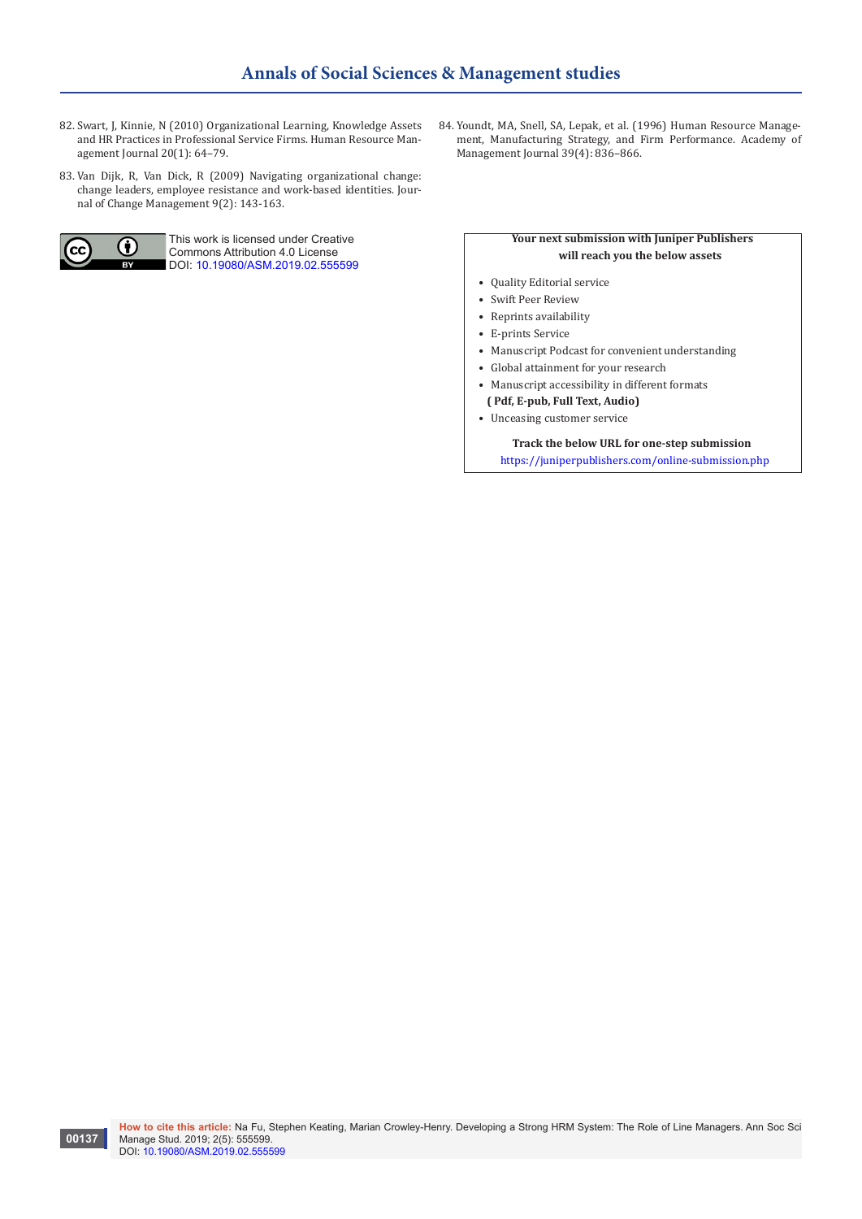82. Swart, J, Kinnie, N (2010) Organizational Learning, Knowledge Assets and HR Practices in Professional Service Firms. Human Resource Management Journal 20(1): 64–79.

83. Van Dijk, R, Van Dick, R (2009) Navigating organizational change: change leaders, employee resistance and work-based identities. Journal of Change Management 9(2): 143-163.

84. Youndt, MA, Snell, SA, Lepak, et al. (1996) Human Resource Management, Manufacturing Strategy, and Firm Performance. Academy of Management Journal 39(4): 836–866.

This work is licensed under Creative Commons Attribution 4.0 License
DOI: 10.19080/ASM.2019.02.555599

**Your next submission with Juniper Publishers will reach you the below assets**

- Quality Editorial service
- Swift Peer Review
- Reprints availability
- E-prints Service
- Manuscript Podcast for convenient understanding
- Global attainment for your research
- Manuscript accessibility in different formats
  **( Pdf, E-pub, Full Text, Audio)**
- Unceasing customer service

**Track the below URL for one-step submission**
https://juniperpublishers.com/online-submission.php

**How to cite this article:** Na Fu, Stephen Keating, Marian Crowley-Henry. Developing a Strong HRM System: The Role of Line Managers. Ann Soc Sci Manage Stud. 2019; 2(5): 555599. DOI: 10.19080/ASM.2019.02.555599